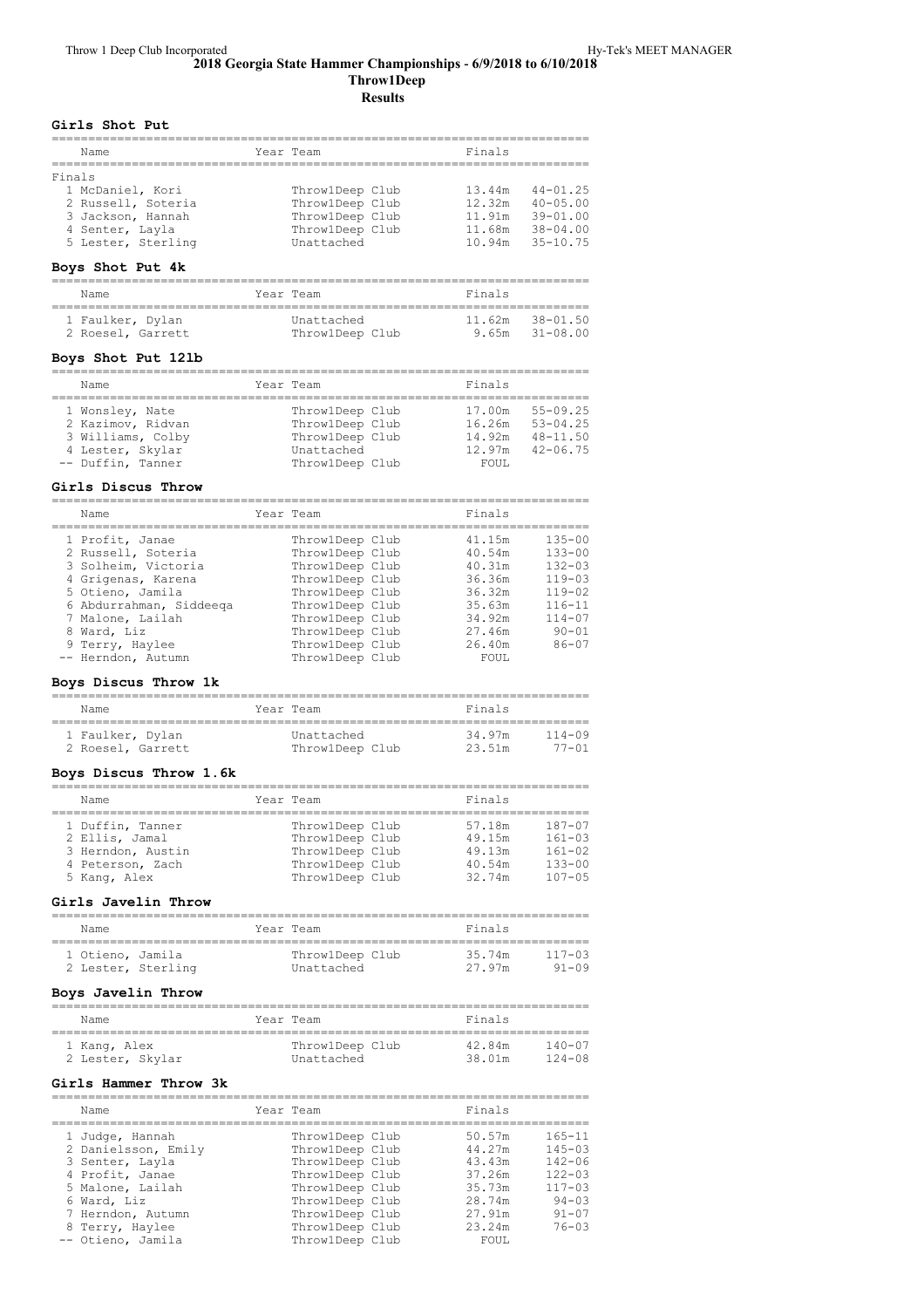# 2018 Georgia State Hammer Championships - 6/9/2018 to 6/10/2018

## Throw1Deep

### Results

#### Girls Shot Put

| Name | Year | Team | Finals | |
|---|---|---|---|---|
| Finals | | | | |
| 1 McDaniel, Kori | | Throw1Deep Club | 13.44m | 44-01.25 |
| 2 Russell, Soteria | | Throw1Deep Club | 12.32m | 40-05.00 |
| 3 Jackson, Hannah | | Throw1Deep Club | 11.91m | 39-01.00 |
| 4 Senter, Layla | | Throw1Deep Club | 11.68m | 38-04.00 |
| 5 Lester, Sterling | | Unattached | 10.94m | 35-10.75 |

#### Boys Shot Put 4k

| Name | Year | Team | Finals | |
|---|---|---|---|---|
| 1 Faulker, Dylan | | Unattached | 11.62m | 38-01.50 |
| 2 Roesel, Garrett | | Throw1Deep Club | 9.65m | 31-08.00 |

#### Boys Shot Put 12lb

| Name | Year | Team | Finals | |
|---|---|---|---|---|
| 1 Wonsley, Nate | | Throw1Deep Club | 17.00m | 55-09.25 |
| 2 Kazimov, Ridvan | | Throw1Deep Club | 16.26m | 53-04.25 |
| 3 Williams, Colby | | Throw1Deep Club | 14.92m | 48-11.50 |
| 4 Lester, Skylar | | Unattached | 12.97m | 42-06.75 |
| -- Duffin, Tanner | | Throw1Deep Club | FOUL | |

#### Girls Discus Throw

| Name | Year | Team | Finals | |
|---|---|---|---|---|
| 1 Profit, Janae | | Throw1Deep Club | 41.15m | 135-00 |
| 2 Russell, Soteria | | Throw1Deep Club | 40.54m | 133-00 |
| 3 Solheim, Victoria | | Throw1Deep Club | 40.31m | 132-03 |
| 4 Grigenas, Karena | | Throw1Deep Club | 36.36m | 119-03 |
| 5 Otieno, Jamila | | Throw1Deep Club | 36.32m | 119-02 |
| 6 Abdurrahman, Siddeeqa | | Throw1Deep Club | 35.63m | 116-11 |
| 7 Malone, Lailah | | Throw1Deep Club | 34.92m | 114-07 |
| 8 Ward, Liz | | Throw1Deep Club | 27.46m | 90-01 |
| 9 Terry, Haylee | | Throw1Deep Club | 26.40m | 86-07 |
| -- Herndon, Autumn | | Throw1Deep Club | FOUL | |

#### Boys Discus Throw 1k

| Name | Year | Team | Finals | |
|---|---|---|---|---|
| 1 Faulker, Dylan | | Unattached | 34.97m | 114-09 |
| 2 Roesel, Garrett | | Throw1Deep Club | 23.51m | 77-01 |

#### Boys Discus Throw 1.6k

| Name | Year | Team | Finals | |
|---|---|---|---|---|
| 1 Duffin, Tanner | | Throw1Deep Club | 57.18m | 187-07 |
| 2 Ellis, Jamal | | Throw1Deep Club | 49.15m | 161-03 |
| 3 Herndon, Austin | | Throw1Deep Club | 49.13m | 161-02 |
| 4 Peterson, Zach | | Throw1Deep Club | 40.54m | 133-00 |
| 5 Kang, Alex | | Throw1Deep Club | 32.74m | 107-05 |

#### Girls Javelin Throw

| Name | Year | Team | Finals | |
|---|---|---|---|---|
| 1 Otieno, Jamila | | Throw1Deep Club | 35.74m | 117-03 |
| 2 Lester, Sterling | | Unattached | 27.97m | 91-09 |

#### Boys Javelin Throw

| Name | Year | Team | Finals | |
|---|---|---|---|---|
| 1 Kang, Alex | | Throw1Deep Club | 42.84m | 140-07 |
| 2 Lester, Skylar | | Unattached | 38.01m | 124-08 |

#### Girls Hammer Throw 3k

| Name | Year | Team | Finals | |
|---|---|---|---|---|
| 1 Judge, Hannah | | Throw1Deep Club | 50.57m | 165-11 |
| 2 Danielsson, Emily | | Throw1Deep Club | 44.27m | 145-03 |
| 3 Senter, Layla | | Throw1Deep Club | 43.43m | 142-06 |
| 4 Profit, Janae | | Throw1Deep Club | 37.26m | 122-03 |
| 5 Malone, Lailah | | Throw1Deep Club | 35.73m | 117-03 |
| 6 Ward, Liz | | Throw1Deep Club | 28.74m | 94-03 |
| 7 Herndon, Autumn | | Throw1Deep Club | 27.91m | 91-07 |
| 8 Terry, Haylee | | Throw1Deep Club | 23.24m | 76-03 |
| -- Otieno, Jamila | | Throw1Deep Club | FOUL | |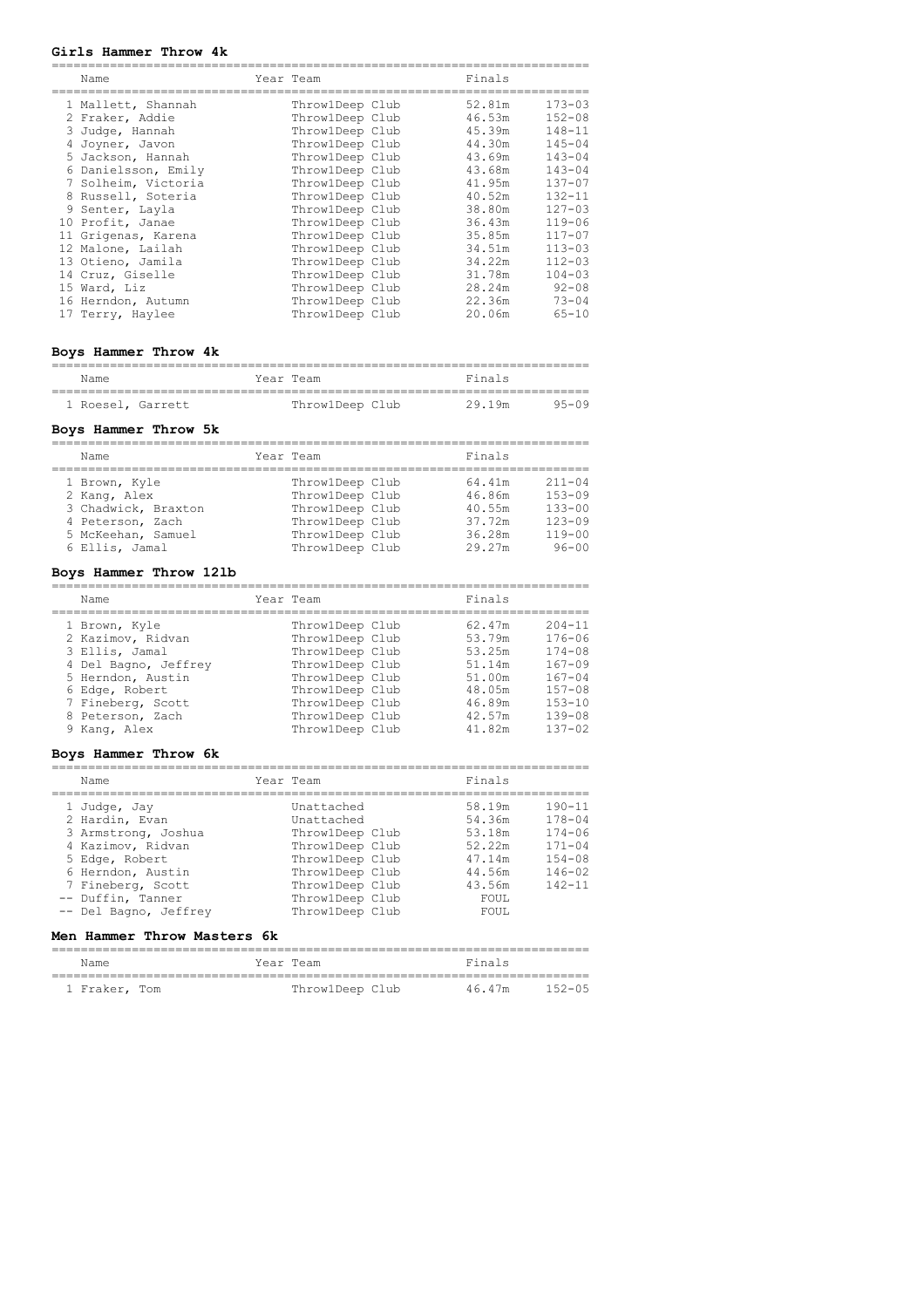### Girls Hammer Throw 4k

| Name | Year | Team | Finals | |
|---|---|---|---|---|
| 1 Mallett, Shannah | | Throw1Deep Club | 52.81m | 173-03 |
| 2 Fraker, Addie | | Throw1Deep Club | 46.53m | 152-08 |
| 3 Judge, Hannah | | Throw1Deep Club | 45.39m | 148-11 |
| 4 Joyner, Javon | | Throw1Deep Club | 44.30m | 145-04 |
| 5 Jackson, Hannah | | Throw1Deep Club | 43.69m | 143-04 |
| 6 Danielsson, Emily | | Throw1Deep Club | 43.68m | 143-04 |
| 7 Solheim, Victoria | | Throw1Deep Club | 41.95m | 137-07 |
| 8 Russell, Soteria | | Throw1Deep Club | 40.52m | 132-11 |
| 9 Senter, Layla | | Throw1Deep Club | 38.80m | 127-03 |
| 10 Profit, Janae | | Throw1Deep Club | 36.43m | 119-06 |
| 11 Grigenas, Karena | | Throw1Deep Club | 35.85m | 117-07 |
| 12 Malone, Lailah | | Throw1Deep Club | 34.51m | 113-03 |
| 13 Otieno, Jamila | | Throw1Deep Club | 34.22m | 112-03 |
| 14 Cruz, Giselle | | Throw1Deep Club | 31.78m | 104-03 |
| 15 Ward, Liz | | Throw1Deep Club | 28.24m | 92-08 |
| 16 Herndon, Autumn | | Throw1Deep Club | 22.36m | 73-04 |
| 17 Terry, Haylee | | Throw1Deep Club | 20.06m | 65-10 |

### Boys Hammer Throw 4k

| Name | Year | Team | Finals | |
|---|---|---|---|---|
| 1 Roesel, Garrett | | Throw1Deep Club | 29.19m | 95-09 |

### Boys Hammer Throw 5k

| Name | Year | Team | Finals | |
|---|---|---|---|---|
| 1 Brown, Kyle | | Throw1Deep Club | 64.41m | 211-04 |
| 2 Kang, Alex | | Throw1Deep Club | 46.86m | 153-09 |
| 3 Chadwick, Braxton | | Throw1Deep Club | 40.55m | 133-00 |
| 4 Peterson, Zach | | Throw1Deep Club | 37.72m | 123-09 |
| 5 McKeehan, Samuel | | Throw1Deep Club | 36.28m | 119-00 |
| 6 Ellis, Jamal | | Throw1Deep Club | 29.27m | 96-00 |

### Boys Hammer Throw 12lb

| Name | Year | Team | Finals | |
|---|---|---|---|---|
| 1 Brown, Kyle | | Throw1Deep Club | 62.47m | 204-11 |
| 2 Kazimov, Ridvan | | Throw1Deep Club | 53.79m | 176-06 |
| 3 Ellis, Jamal | | Throw1Deep Club | 53.25m | 174-08 |
| 4 Del Bagno, Jeffrey | | Throw1Deep Club | 51.14m | 167-09 |
| 5 Herndon, Austin | | Throw1Deep Club | 51.00m | 167-04 |
| 6 Edge, Robert | | Throw1Deep Club | 48.05m | 157-08 |
| 7 Fineberg, Scott | | Throw1Deep Club | 46.89m | 153-10 |
| 8 Peterson, Zach | | Throw1Deep Club | 42.57m | 139-08 |
| 9 Kang, Alex | | Throw1Deep Club | 41.82m | 137-02 |

### Boys Hammer Throw 6k

| Name | Year | Team | Finals | |
|---|---|---|---|---|
| 1 Judge, Jay | | Unattached | 58.19m | 190-11 |
| 2 Hardin, Evan | | Unattached | 54.36m | 178-04 |
| 3 Armstrong, Joshua | | Throw1Deep Club | 53.18m | 174-06 |
| 4 Kazimov, Ridvan | | Throw1Deep Club | 52.22m | 171-04 |
| 5 Edge, Robert | | Throw1Deep Club | 47.14m | 154-08 |
| 6 Herndon, Austin | | Throw1Deep Club | 44.56m | 146-02 |
| 7 Fineberg, Scott | | Throw1Deep Club | 43.56m | 142-11 |
| -- Duffin, Tanner | | Throw1Deep Club | FOUL | |
| -- Del Bagno, Jeffrey | | Throw1Deep Club | FOUL | |

### Men Hammer Throw Masters 6k

| Name | Year | Team | Finals | |
|---|---|---|---|---|
| 1 Fraker, Tom | | Throw1Deep Club | 46.47m | 152-05 |